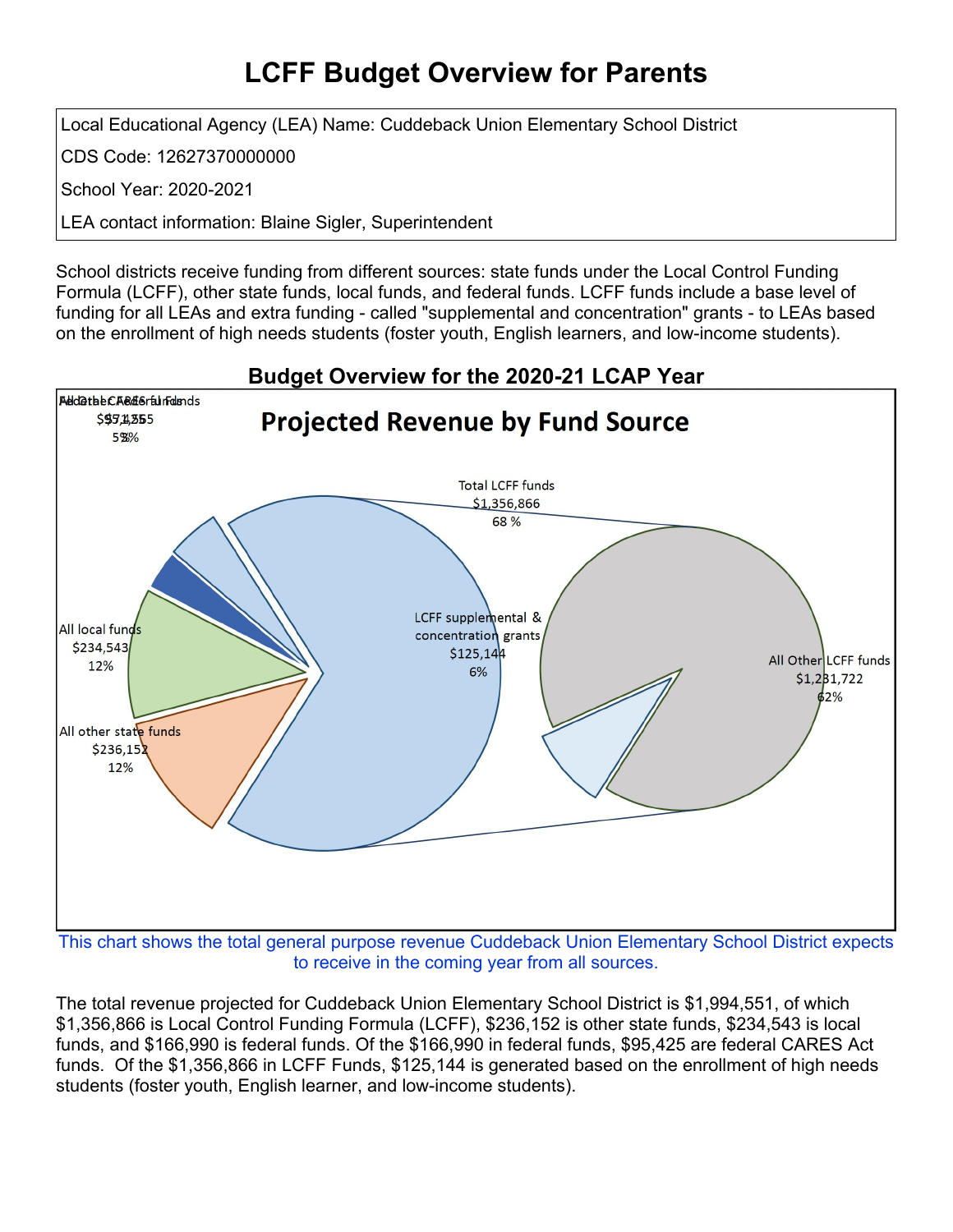# LCFF Budget Overview for Parents

Local Educational Agency (LEA) Name: Cuddeback Union Elementary School District

CDS Code: 12627370000000

School Year: 2020-2021

LEA contact information: Blaine Sigler, Superintendent

School districts receive funding from different sources: state funds under the Local Control Funding Formula (LCFF), other state funds, local funds, and federal funds. LCFF funds include a base level of funding for all LEAs and extra funding - called "supplemental and concentration" grants - to LEAs based on the enrollment of high needs students (foster youth, English learners, and low-income students).

## Budget Overview for the 2020-21 LCAP Year

**Projected Revenue by Fund Source**

- Total LCFF funds: $1,356,866 (68 %)
  - LCFF supplemental & concentration grants: $125,144 (6%)
  - All Other LCFF funds: $1,231,722 (62%)
- All other state funds: $236,152 (12%)
- All local funds: $234,543 (12%)
- Federal CARES funds / All Other Federal funds

This chart shows the total general purpose revenue Cuddeback Union Elementary School District expects to receive in the coming year from all sources.

The total revenue projected for Cuddeback Union Elementary School District is $1,994,551, of which $1,356,866 is Local Control Funding Formula (LCFF), $236,152 is other state funds, $234,543 is local funds, and $166,990 is federal funds. Of the $166,990 in federal funds, $95,425 are federal CARES Act funds. Of the $1,356,866 in LCFF Funds, $125,144 is generated based on the enrollment of high needs students (foster youth, English learner, and low-income students).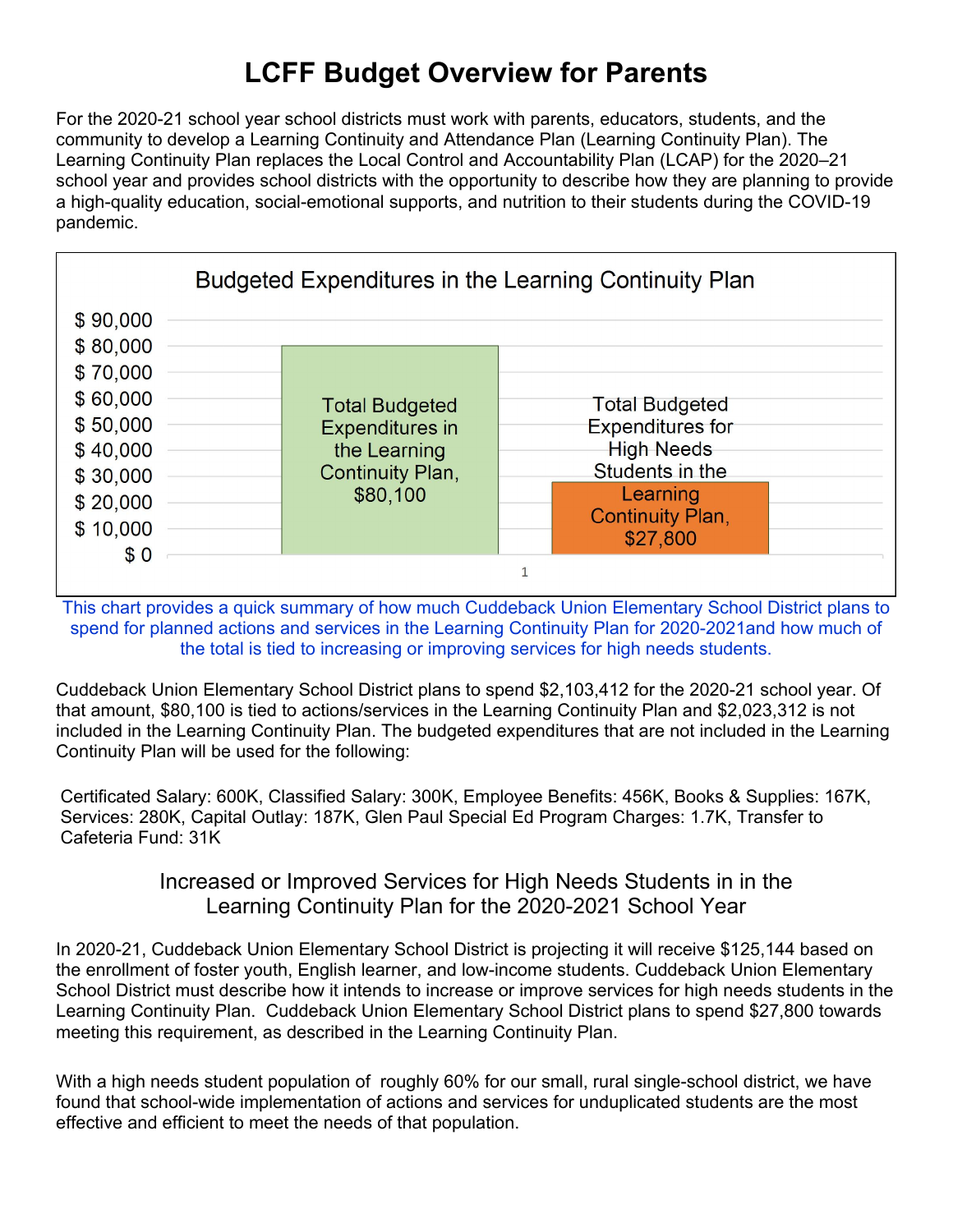# LCFF Budget Overview for Parents

For the 2020-21 school year school districts must work with parents, educators, students, and the community to develop a Learning Continuity and Attendance Plan (Learning Continuity Plan). The Learning Continuity Plan replaces the Local Control and Accountability Plan (LCAP) for the 2020–21 school year and provides school districts with the opportunity to describe how they are planning to provide a high-quality education, social-emotional supports, and nutrition to their students during the COVID-19 pandemic.

**Budgeted Expenditures in the Learning Continuity Plan**

| Category | Amount |
|---|---|
| Total Budgeted Expenditures in the Learning Continuity Plan | $80,100 |
| Total Budgeted Expenditures for High Needs Students in the Learning Continuity Plan | $27,800 |

This chart provides a quick summary of how much Cuddeback Union Elementary School District plans to spend for planned actions and services in the Learning Continuity Plan for 2020-2021and how much of the total is tied to increasing or improving services for high needs students.

Cuddeback Union Elementary School District plans to spend $2,103,412 for the 2020-21 school year. Of that amount, $80,100 is tied to actions/services in the Learning Continuity Plan and $2,023,312 is not included in the Learning Continuity Plan. The budgeted expenditures that are not included in the Learning Continuity Plan will be used for the following:

Certificated Salary: 600K, Classified Salary: 300K, Employee Benefits: 456K, Books & Supplies: 167K, Services: 280K, Capital Outlay: 187K, Glen Paul Special Ed Program Charges: 1.7K, Transfer to Cafeteria Fund: 31K

## Increased or Improved Services for High Needs Students in in the Learning Continuity Plan for the 2020-2021 School Year

In 2020-21, Cuddeback Union Elementary School District is projecting it will receive $125,144 based on the enrollment of foster youth, English learner, and low-income students. Cuddeback Union Elementary School District must describe how it intends to increase or improve services for high needs students in the Learning Continuity Plan. Cuddeback Union Elementary School District plans to spend $27,800 towards meeting this requirement, as described in the Learning Continuity Plan.

With a high needs student population of roughly 60% for our small, rural single-school district, we have found that school-wide implementation of actions and services for unduplicated students are the most effective and efficient to meet the needs of that population.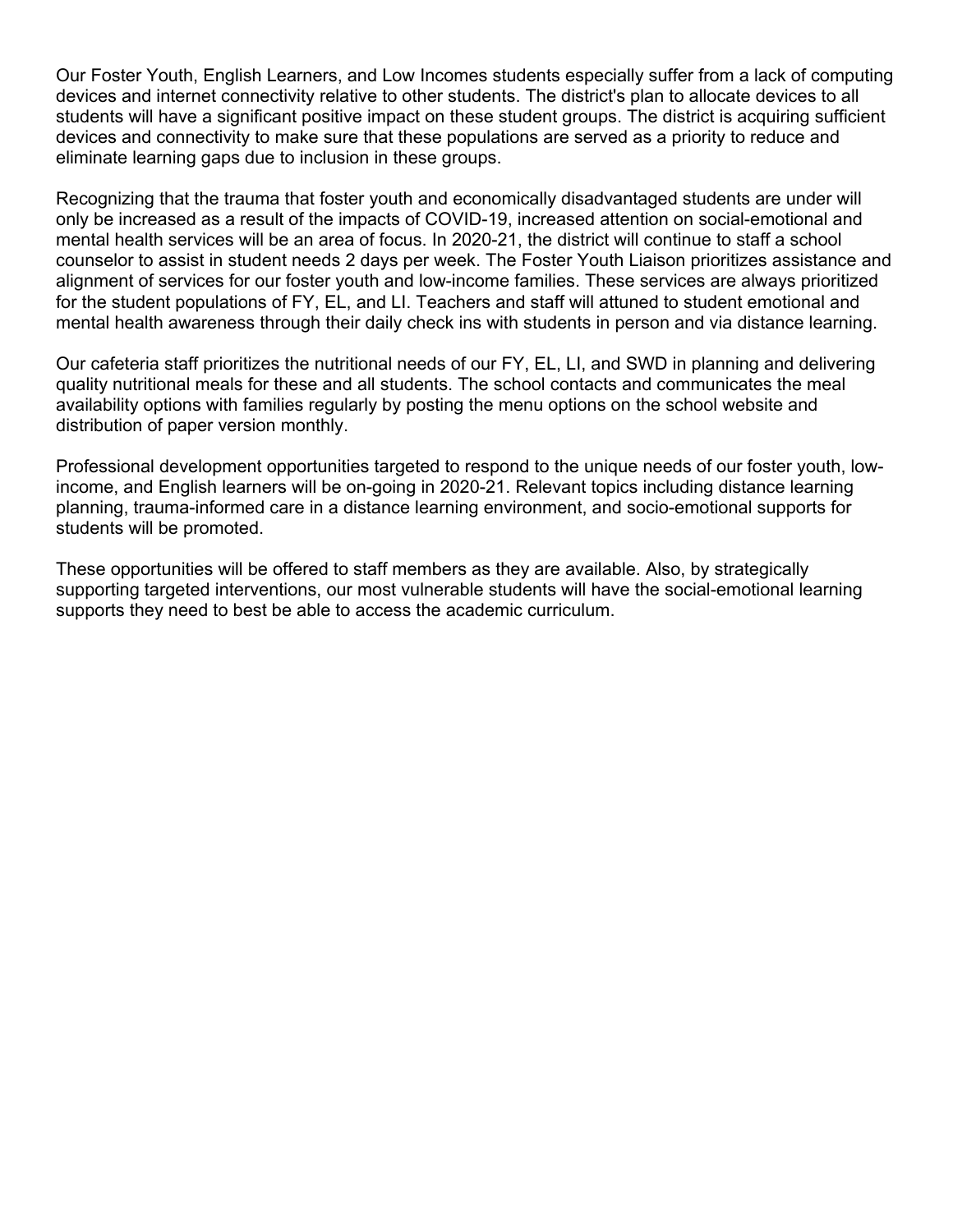Our Foster Youth, English Learners, and Low Incomes students especially suffer from a lack of computing devices and internet connectivity relative to other students. The district's plan to allocate devices to all students will have a significant positive impact on these student groups. The district is acquiring sufficient devices and connectivity to make sure that these populations are served as a priority to reduce and eliminate learning gaps due to inclusion in these groups.

Recognizing that the trauma that foster youth and economically disadvantaged students are under will only be increased as a result of the impacts of COVID-19, increased attention on social-emotional and mental health services will be an area of focus. In 2020-21, the district will continue to staff a school counselor to assist in student needs 2 days per week. The Foster Youth Liaison prioritizes assistance and alignment of services for our foster youth and low-income families. These services are always prioritized for the student populations of FY, EL, and LI. Teachers and staff will attuned to student emotional and mental health awareness through their daily check ins with students in person and via distance learning.

Our cafeteria staff prioritizes the nutritional needs of our FY, EL, LI, and SWD in planning and delivering quality nutritional meals for these and all students. The school contacts and communicates the meal availability options with families regularly by posting the menu options on the school website and distribution of paper version monthly.

Professional development opportunities targeted to respond to the unique needs of our foster youth, low-income, and English learners will be on-going in 2020-21. Relevant topics including distance learning planning, trauma-informed care in a distance learning environment, and socio-emotional supports for students will be promoted.

These opportunities will be offered to staff members as they are available. Also, by strategically supporting targeted interventions, our most vulnerable students will have the social-emotional learning supports they need to best be able to access the academic curriculum.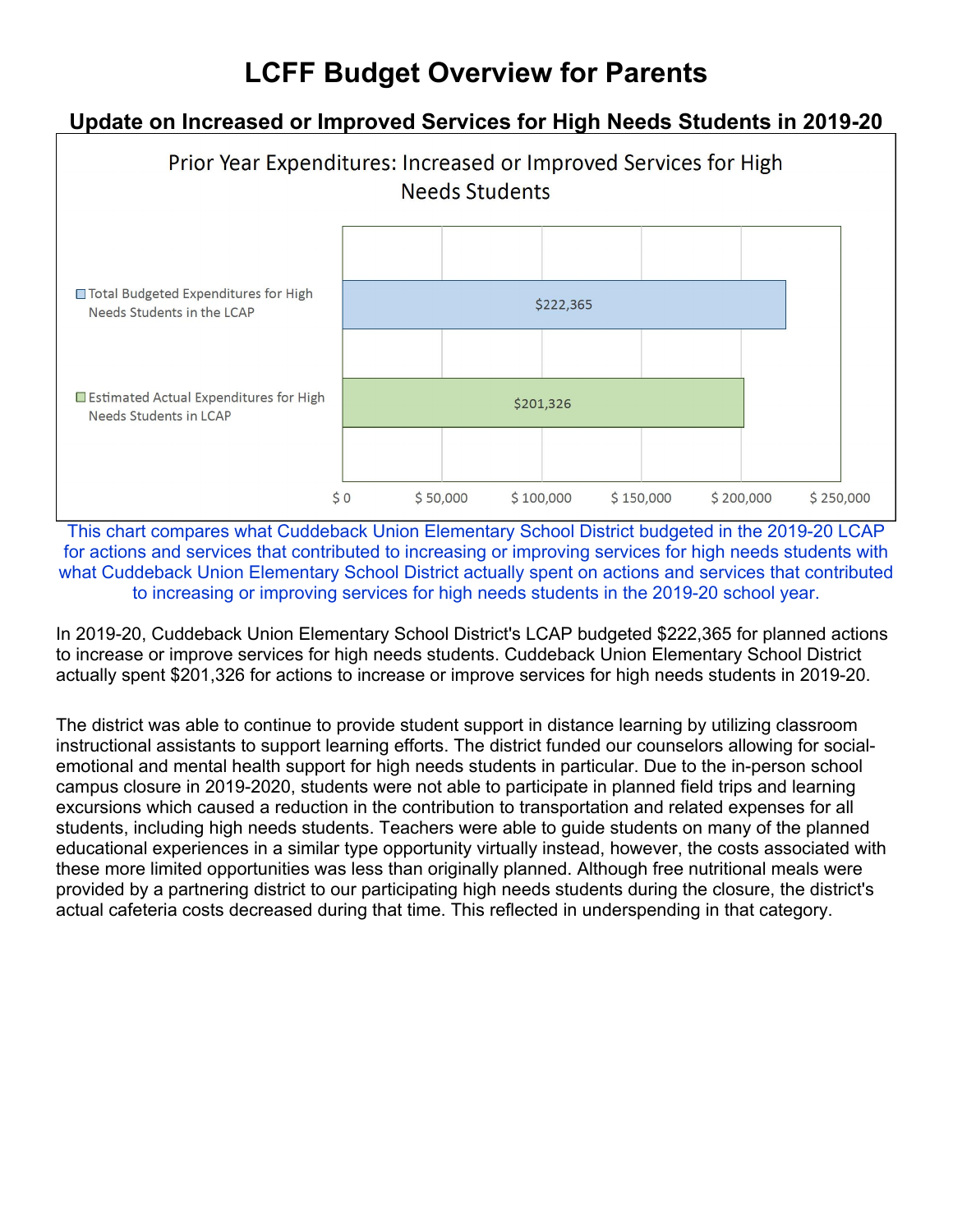# LCFF Budget Overview for Parents

## Update on Increased or Improved Services for High Needs Students in 2019-20

Prior Year Expenditures: Increased or Improved Services for High Needs Students

Total Budgeted Expenditures for High Needs Students in the LCAP

$222,365

Estimated Actual Expenditures for High Needs Students in LCAP

$201,326

$ 0
$ 50,000
$ 100,000
$ 150,000
$ 200,000
$ 250,000

This chart compares what Cuddeback Union Elementary School District budgeted in the 2019-20 LCAP for actions and services that contributed to increasing or improving services for high needs students with what Cuddeback Union Elementary School District actually spent on actions and services that contributed to increasing or improving services for high needs students in the 2019-20 school year.

In 2019-20, Cuddeback Union Elementary School District's LCAP budgeted $222,365 for planned actions to increase or improve services for high needs students. Cuddeback Union Elementary School District actually spent $201,326 for actions to increase or improve services for high needs students in 2019-20.

The district was able to continue to provide student support in distance learning by utilizing classroom instructional assistants to support learning efforts. The district funded our counselors allowing for social-emotional and mental health support for high needs students in particular. Due to the in-person school campus closure in 2019-2020, students were not able to participate in planned field trips and learning excursions which caused a reduction in the contribution to transportation and related expenses for all students, including high needs students. Teachers were able to guide students on many of the planned educational experiences in a similar type opportunity virtually instead, however, the costs associated with these more limited opportunities was less than originally planned. Although free nutritional meals were provided by a partnering district to our participating high needs students during the closure, the district's actual cafeteria costs decreased during that time. This reflected in underspending in that category.